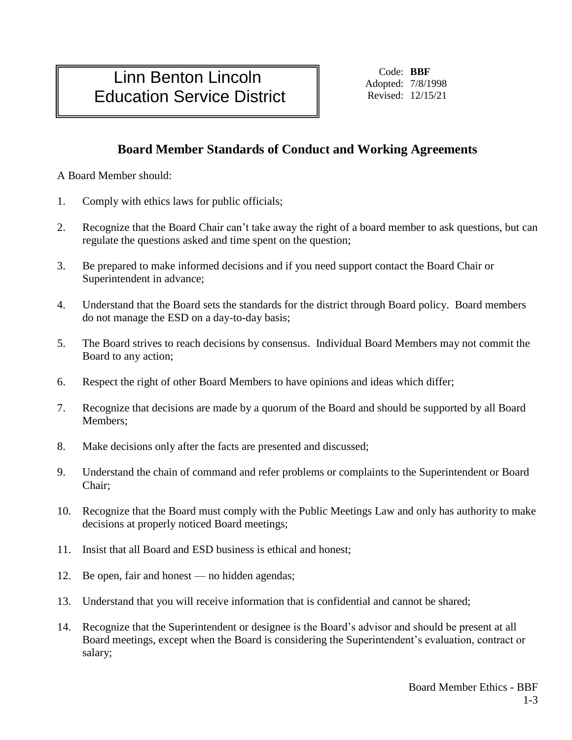# Linn Benton Lincoln Education Service District

Code: **BBF**
Adopted: 7/8/1998
Revised: 12/15/21

## Board Member Standards of Conduct and Working Agreements

A Board Member should:

1. Comply with ethics laws for public officials;
2. Recognize that the Board Chair can't take away the right of a board member to ask questions, but can regulate the questions asked and time spent on the question;
3. Be prepared to make informed decisions and if you need support contact the Board Chair or Superintendent in advance;
4. Understand that the Board sets the standards for the district through Board policy. Board members do not manage the ESD on a day-to-day basis;
5. The Board strives to reach decisions by consensus. Individual Board Members may not commit the Board to any action;
6. Respect the right of other Board Members to have opinions and ideas which differ;
7. Recognize that decisions are made by a quorum of the Board and should be supported by all Board Members;
8. Make decisions only after the facts are presented and discussed;
9. Understand the chain of command and refer problems or complaints to the Superintendent or Board Chair;
10. Recognize that the Board must comply with the Public Meetings Law and only has authority to make decisions at properly noticed Board meetings;
11. Insist that all Board and ESD business is ethical and honest;
12. Be open, fair and honest — no hidden agendas;
13. Understand that you will receive information that is confidential and cannot be shared;
14. Recognize that the Superintendent or designee is the Board's advisor and should be present at all Board meetings, except when the Board is considering the Superintendent's evaluation, contract or salary;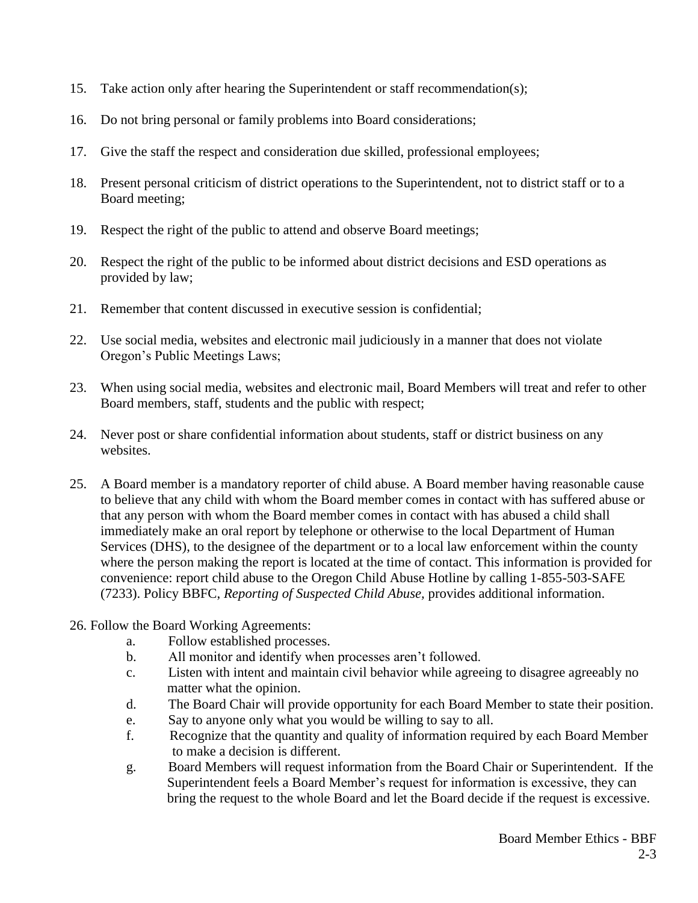15. Take action only after hearing the Superintendent or staff recommendation(s);

16. Do not bring personal or family problems into Board considerations;

17. Give the staff the respect and consideration due skilled, professional employees;

18. Present personal criticism of district operations to the Superintendent, not to district staff or to a Board meeting;

19. Respect the right of the public to attend and observe Board meetings;

20. Respect the right of the public to be informed about district decisions and ESD operations as provided by law;

21. Remember that content discussed in executive session is confidential;

22. Use social media, websites and electronic mail judiciously in a manner that does not violate Oregon's Public Meetings Laws;

23. When using social media, websites and electronic mail, Board Members will treat and refer to other Board members, staff, students and the public with respect;

24. Never post or share confidential information about students, staff or district business on any websites.

25. A Board member is a mandatory reporter of child abuse. A Board member having reasonable cause to believe that any child with whom the Board member comes in contact with has suffered abuse or that any person with whom the Board member comes in contact with has abused a child shall immediately make an oral report by telephone or otherwise to the local Department of Human Services (DHS), to the designee of the department or to a local law enforcement within the county where the person making the report is located at the time of contact. This information is provided for convenience: report child abuse to the Oregon Child Abuse Hotline by calling 1-855-503-SAFE (7233). Policy BBFC, *Reporting of Suspected Child Abuse*, provides additional information.

26. Follow the Board Working Agreements:
    a. Follow established processes.
    b. All monitor and identify when processes aren't followed.
    c. Listen with intent and maintain civil behavior while agreeing to disagree agreeably no matter what the opinion.
    d. The Board Chair will provide opportunity for each Board Member to state their position.
    e. Say to anyone only what you would be willing to say to all.
    f. Recognize that the quantity and quality of information required by each Board Member to make a decision is different.
    g. Board Members will request information from the Board Chair or Superintendent. If the Superintendent feels a Board Member's request for information is excessive, they can bring the request to the whole Board and let the Board decide if the request is excessive.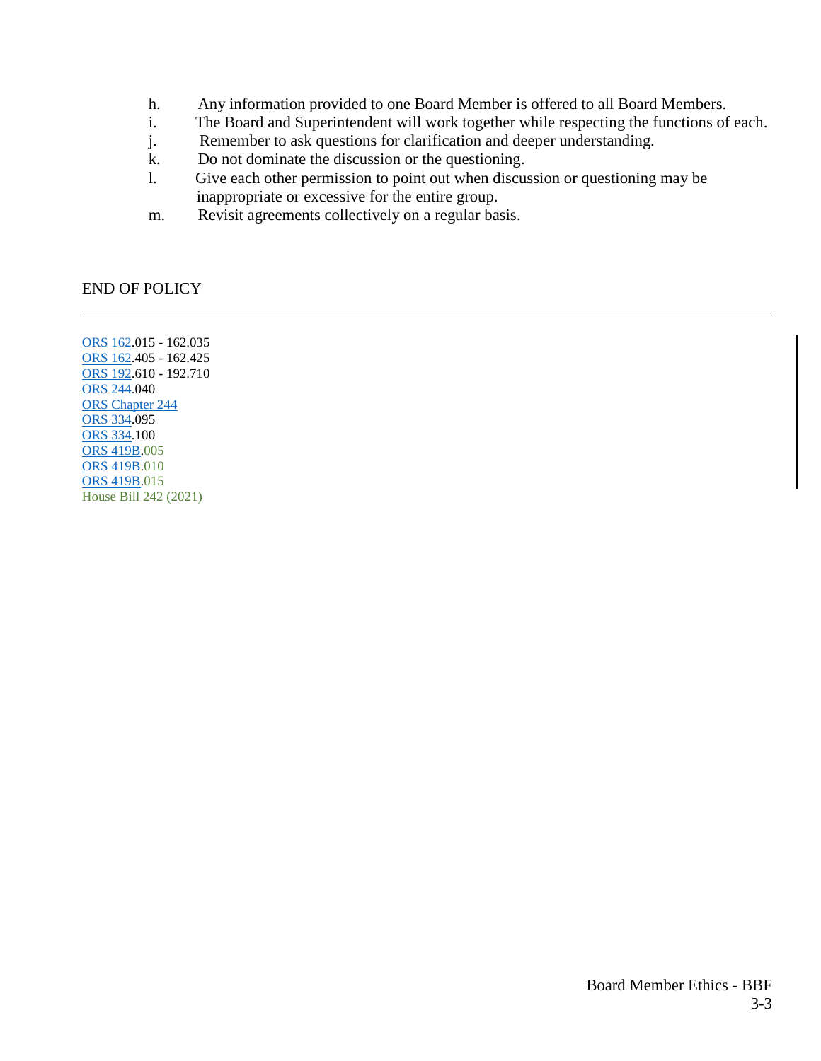h. Any information provided to one Board Member is offered to all Board Members.
i. The Board and Superintendent will work together while respecting the functions of each.
j. Remember to ask questions for clarification and deeper understanding.
k. Do not dominate the discussion or the questioning.
l. Give each other permission to point out when discussion or questioning may be inappropriate or excessive for the entire group.
m. Revisit agreements collectively on a regular basis.

END OF POLICY

---

ORS 162.015 - 162.035
ORS 162.405 - 162.425
ORS 192.610 - 192.710
ORS 244.040
ORS Chapter 244
ORS 334.095
ORS 334.100
ORS 419B.005
ORS 419B.010
ORS 419B.015
House Bill 242 (2021)